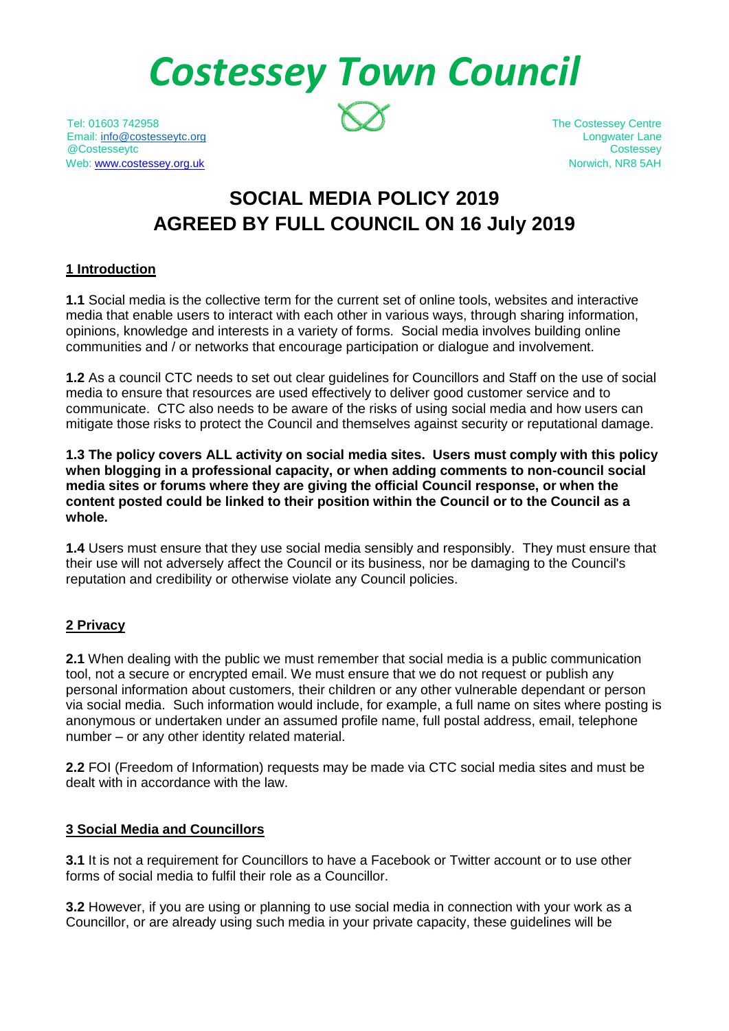# Costessey Town Council

Tel: 01603 742958
Email: info@costesseytc.org
@Costesseytc
Web: www.costessey.org.uk

The Costessey Centre
Longwater Lane
Costessey
Norwich, NR8 5AH

## SOCIAL MEDIA POLICY 2019
## AGREED BY FULL COUNCIL ON 16 July 2019

### 1 Introduction

**1.1** Social media is the collective term for the current set of online tools, websites and interactive media that enable users to interact with each other in various ways, through sharing information, opinions, knowledge and interests in a variety of forms. Social media involves building online communities and / or networks that encourage participation or dialogue and involvement.

**1.2** As a council CTC needs to set out clear guidelines for Councillors and Staff on the use of social media to ensure that resources are used effectively to deliver good customer service and to communicate. CTC also needs to be aware of the risks of using social media and how users can mitigate those risks to protect the Council and themselves against security or reputational damage.

**1.3 The policy covers ALL activity on social media sites. Users must comply with this policy when blogging in a professional capacity, or when adding comments to non-council social media sites or forums where they are giving the official Council response, or when the content posted could be linked to their position within the Council or to the Council as a whole.**

**1.4** Users must ensure that they use social media sensibly and responsibly. They must ensure that their use will not adversely affect the Council or its business, nor be damaging to the Council's reputation and credibility or otherwise violate any Council policies.

### 2 Privacy

**2.1** When dealing with the public we must remember that social media is a public communication tool, not a secure or encrypted email. We must ensure that we do not request or publish any personal information about customers, their children or any other vulnerable dependant or person via social media. Such information would include, for example, a full name on sites where posting is anonymous or undertaken under an assumed profile name, full postal address, email, telephone number – or any other identity related material.

**2.2** FOI (Freedom of Information) requests may be made via CTC social media sites and must be dealt with in accordance with the law.

### 3 Social Media and Councillors

**3.1** It is not a requirement for Councillors to have a Facebook or Twitter account or to use other forms of social media to fulfil their role as a Councillor.

**3.2** However, if you are using or planning to use social media in connection with your work as a Councillor, or are already using such media in your private capacity, these guidelines will be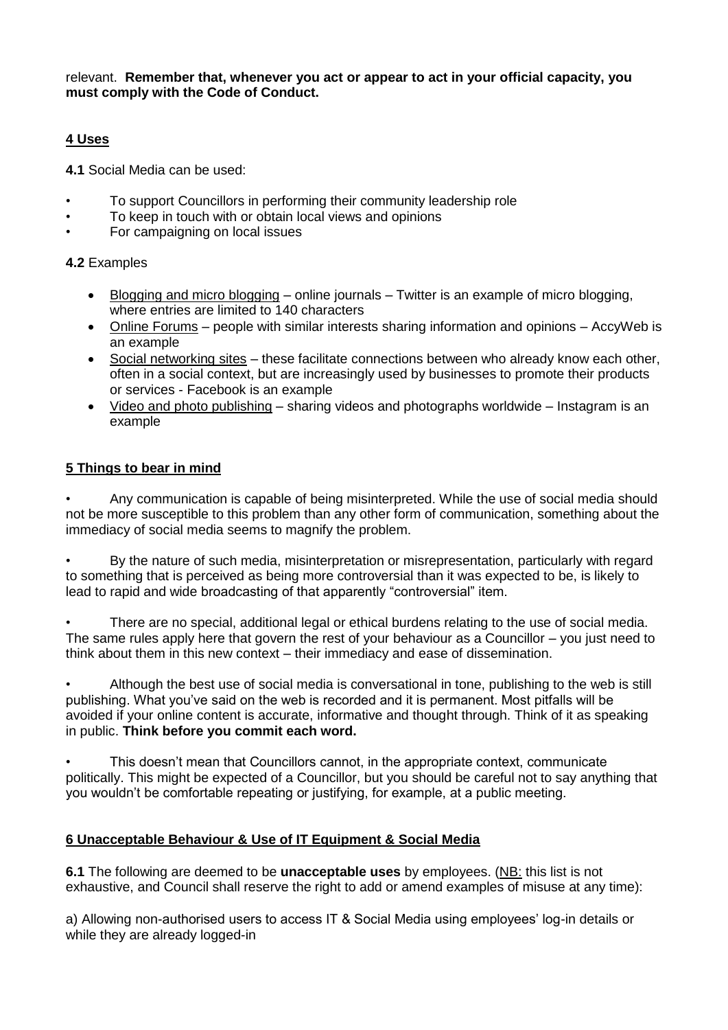relevant. **Remember that, whenever you act or appear to act in your official capacity, you must comply with the Code of Conduct.**

## 4 Uses

**4.1** Social Media can be used:

- To support Councillors in performing their community leadership role
- To keep in touch with or obtain local views and opinions
- For campaigning on local issues

**4.2** Examples

- Blogging and micro blogging – online journals – Twitter is an example of micro blogging, where entries are limited to 140 characters
- Online Forums – people with similar interests sharing information and opinions – AccyWeb is an example
- Social networking sites – these facilitate connections between who already know each other, often in a social context, but are increasingly used by businesses to promote their products or services - Facebook is an example
- Video and photo publishing – sharing videos and photographs worldwide – Instagram is an example

## 5 Things to bear in mind

- Any communication is capable of being misinterpreted. While the use of social media should not be more susceptible to this problem than any other form of communication, something about the immediacy of social media seems to magnify the problem.

- By the nature of such media, misinterpretation or misrepresentation, particularly with regard to something that is perceived as being more controversial than it was expected to be, is likely to lead to rapid and wide broadcasting of that apparently "controversial" item.

- There are no special, additional legal or ethical burdens relating to the use of social media. The same rules apply here that govern the rest of your behaviour as a Councillor – you just need to think about them in this new context – their immediacy and ease of dissemination.

- Although the best use of social media is conversational in tone, publishing to the web is still publishing. What you've said on the web is recorded and it is permanent. Most pitfalls will be avoided if your online content is accurate, informative and thought through. Think of it as speaking in public. **Think before you commit each word.**

- This doesn't mean that Councillors cannot, in the appropriate context, communicate politically. This might be expected of a Councillor, but you should be careful not to say anything that you wouldn't be comfortable repeating or justifying, for example, at a public meeting.

## 6 Unacceptable Behaviour & Use of IT Equipment & Social Media

**6.1** The following are deemed to be **unacceptable uses** by employees. (NB: this list is not exhaustive, and Council shall reserve the right to add or amend examples of misuse at any time):

a) Allowing non-authorised users to access IT & Social Media using employees' log-in details or while they are already logged-in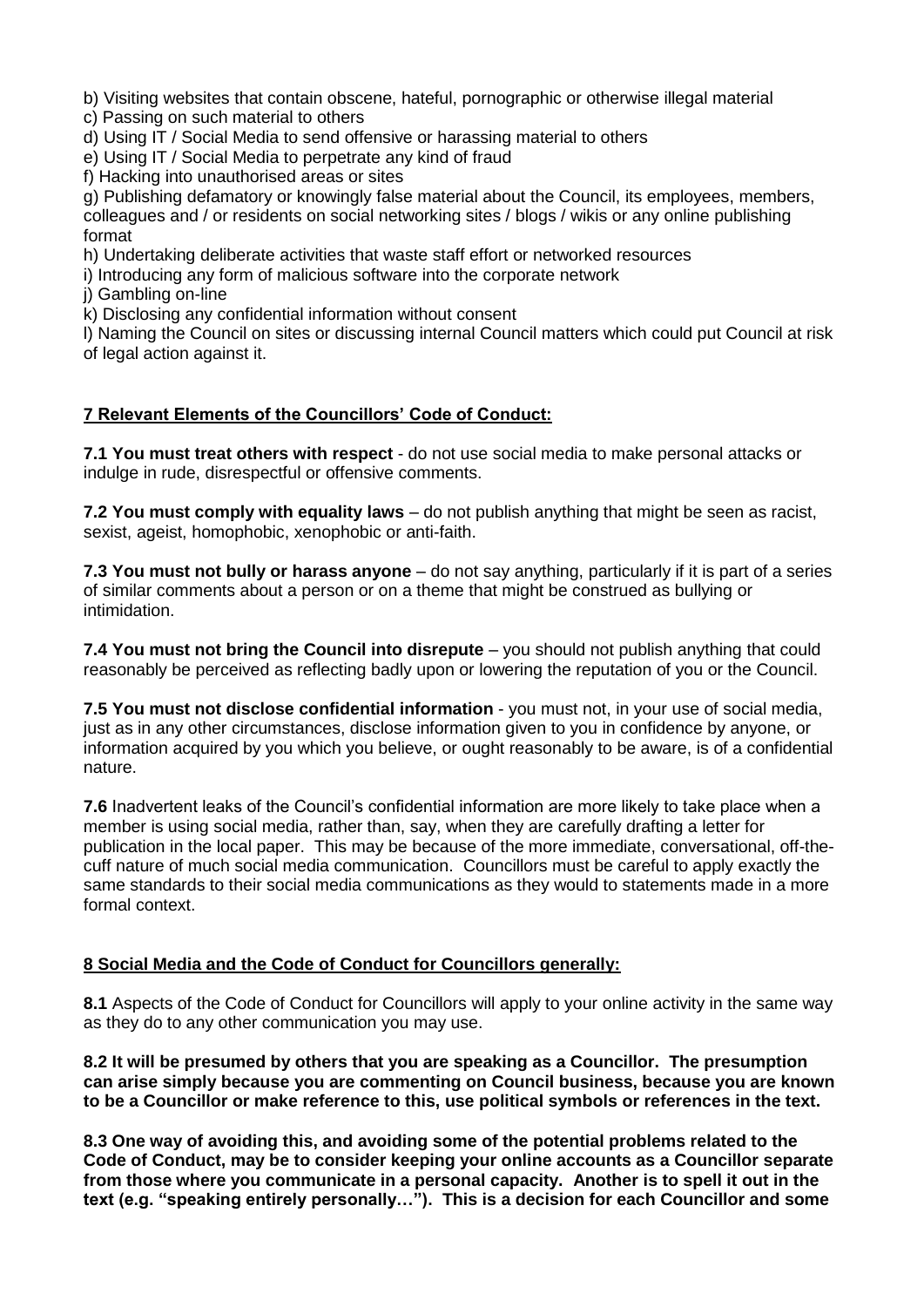b) Visiting websites that contain obscene, hateful, pornographic or otherwise illegal material
c) Passing on such material to others
d) Using IT / Social Media to send offensive or harassing material to others
e) Using IT / Social Media to perpetrate any kind of fraud
f) Hacking into unauthorised areas or sites
g) Publishing defamatory or knowingly false material about the Council, its employees, members, colleagues and / or residents on social networking sites / blogs / wikis or any online publishing format
h) Undertaking deliberate activities that waste staff effort or networked resources
i) Introducing any form of malicious software into the corporate network
j) Gambling on-line
k) Disclosing any confidential information without consent
l) Naming the Council on sites or discussing internal Council matters which could put Council at risk of legal action against it.

## 7 Relevant Elements of the Councillors' Code of Conduct:

**7.1 You must treat others with respect** - do not use social media to make personal attacks or indulge in rude, disrespectful or offensive comments.

**7.2 You must comply with equality laws** – do not publish anything that might be seen as racist, sexist, ageist, homophobic, xenophobic or anti-faith.

**7.3 You must not bully or harass anyone** – do not say anything, particularly if it is part of a series of similar comments about a person or on a theme that might be construed as bullying or intimidation.

**7.4 You must not bring the Council into disrepute** – you should not publish anything that could reasonably be perceived as reflecting badly upon or lowering the reputation of you or the Council.

**7.5 You must not disclose confidential information** - you must not, in your use of social media, just as in any other circumstances, disclose information given to you in confidence by anyone, or information acquired by you which you believe, or ought reasonably to be aware, is of a confidential nature.

**7.6** Inadvertent leaks of the Council's confidential information are more likely to take place when a member is using social media, rather than, say, when they are carefully drafting a letter for publication in the local paper. This may be because of the more immediate, conversational, off-the-cuff nature of much social media communication. Councillors must be careful to apply exactly the same standards to their social media communications as they would to statements made in a more formal context.

## 8 Social Media and the Code of Conduct for Councillors generally:

**8.1** Aspects of the Code of Conduct for Councillors will apply to your online activity in the same way as they do to any other communication you may use.

**8.2 It will be presumed by others that you are speaking as a Councillor. The presumption can arise simply because you are commenting on Council business, because you are known to be a Councillor or make reference to this, use political symbols or references in the text.**

**8.3 One way of avoiding this, and avoiding some of the potential problems related to the Code of Conduct, may be to consider keeping your online accounts as a Councillor separate from those where you communicate in a personal capacity. Another is to spell it out in the text (e.g. "speaking entirely personally…"). This is a decision for each Councillor and some**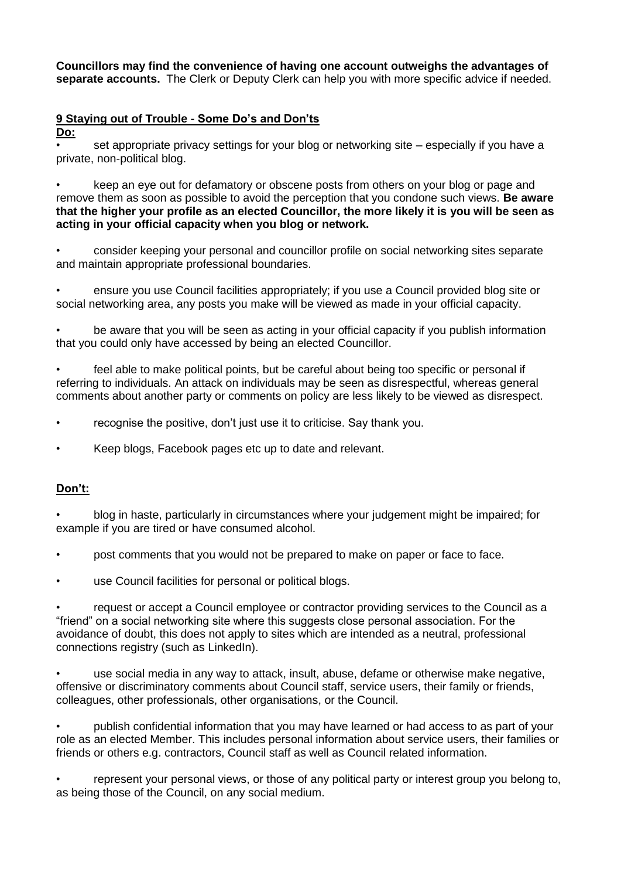**Councillors may find the convenience of having one account outweighs the advantages of separate accounts.** The Clerk or Deputy Clerk can help you with more specific advice if needed.

## 9 Staying out of Trouble - Some Do's and Don'ts

**Do:**

- set appropriate privacy settings for your blog or networking site – especially if you have a private, non-political blog.
- keep an eye out for defamatory or obscene posts from others on your blog or page and remove them as soon as possible to avoid the perception that you condone such views. **Be aware that the higher your profile as an elected Councillor, the more likely it is you will be seen as acting in your official capacity when you blog or network.**
- consider keeping your personal and councillor profile on social networking sites separate and maintain appropriate professional boundaries.
- ensure you use Council facilities appropriately; if you use a Council provided blog site or social networking area, any posts you make will be viewed as made in your official capacity.
- be aware that you will be seen as acting in your official capacity if you publish information that you could only have accessed by being an elected Councillor.
- feel able to make political points, but be careful about being too specific or personal if referring to individuals. An attack on individuals may be seen as disrespectful, whereas general comments about another party or comments on policy are less likely to be viewed as disrespect.
- recognise the positive, don't just use it to criticise. Say thank you.
- Keep blogs, Facebook pages etc up to date and relevant.

**Don't:**

- blog in haste, particularly in circumstances where your judgement might be impaired; for example if you are tired or have consumed alcohol.
- post comments that you would not be prepared to make on paper or face to face.
- use Council facilities for personal or political blogs.
- request or accept a Council employee or contractor providing services to the Council as a "friend" on a social networking site where this suggests close personal association. For the avoidance of doubt, this does not apply to sites which are intended as a neutral, professional connections registry (such as LinkedIn).
- use social media in any way to attack, insult, abuse, defame or otherwise make negative, offensive or discriminatory comments about Council staff, service users, their family or friends, colleagues, other professionals, other organisations, or the Council.
- publish confidential information that you may have learned or had access to as part of your role as an elected Member. This includes personal information about service users, their families or friends or others e.g. contractors, Council staff as well as Council related information.
- represent your personal views, or those of any political party or interest group you belong to, as being those of the Council, on any social medium.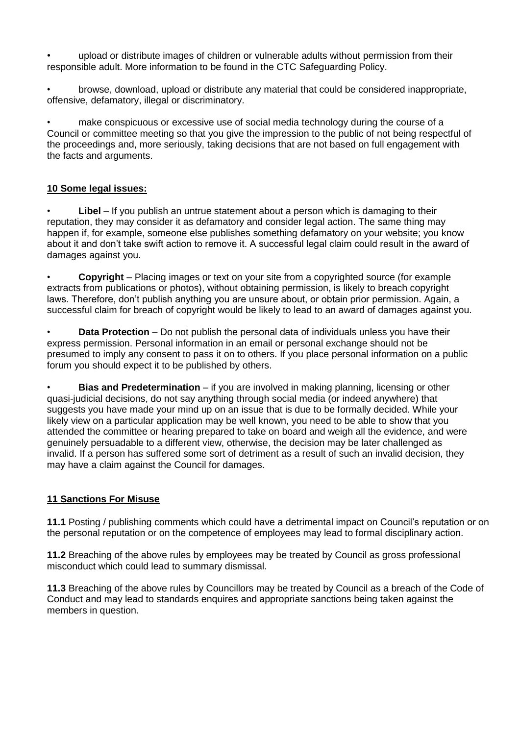- upload or distribute images of children or vulnerable adults without permission from their responsible adult. More information to be found in the CTC Safeguarding Policy.
- browse, download, upload or distribute any material that could be considered inappropriate, offensive, defamatory, illegal or discriminatory.
- make conspicuous or excessive use of social media technology during the course of a Council or committee meeting so that you give the impression to the public of not being respectful of the proceedings and, more seriously, taking decisions that are not based on full engagement with the facts and arguments.

## 10 Some legal issues:

- **Libel** – If you publish an untrue statement about a person which is damaging to their reputation, they may consider it as defamatory and consider legal action. The same thing may happen if, for example, someone else publishes something defamatory on your website; you know about it and don't take swift action to remove it. A successful legal claim could result in the award of damages against you.
- **Copyright** – Placing images or text on your site from a copyrighted source (for example extracts from publications or photos), without obtaining permission, is likely to breach copyright laws. Therefore, don't publish anything you are unsure about, or obtain prior permission. Again, a successful claim for breach of copyright would be likely to lead to an award of damages against you.
- **Data Protection** – Do not publish the personal data of individuals unless you have their express permission. Personal information in an email or personal exchange should not be presumed to imply any consent to pass it on to others. If you place personal information on a public forum you should expect it to be published by others.
- **Bias and Predetermination** – if you are involved in making planning, licensing or other quasi-judicial decisions, do not say anything through social media (or indeed anywhere) that suggests you have made your mind up on an issue that is due to be formally decided. While your likely view on a particular application may be well known, you need to be able to show that you attended the committee or hearing prepared to take on board and weigh all the evidence, and were genuinely persuadable to a different view, otherwise, the decision may be later challenged as invalid. If a person has suffered some sort of detriment as a result of such an invalid decision, they may have a claim against the Council for damages.

## 11 Sanctions For Misuse

**11.1** Posting / publishing comments which could have a detrimental impact on Council's reputation or on the personal reputation or on the competence of employees may lead to formal disciplinary action.

**11.2** Breaching of the above rules by employees may be treated by Council as gross professional misconduct which could lead to summary dismissal.

**11.3** Breaching of the above rules by Councillors may be treated by Council as a breach of the Code of Conduct and may lead to standards enquires and appropriate sanctions being taken against the members in question.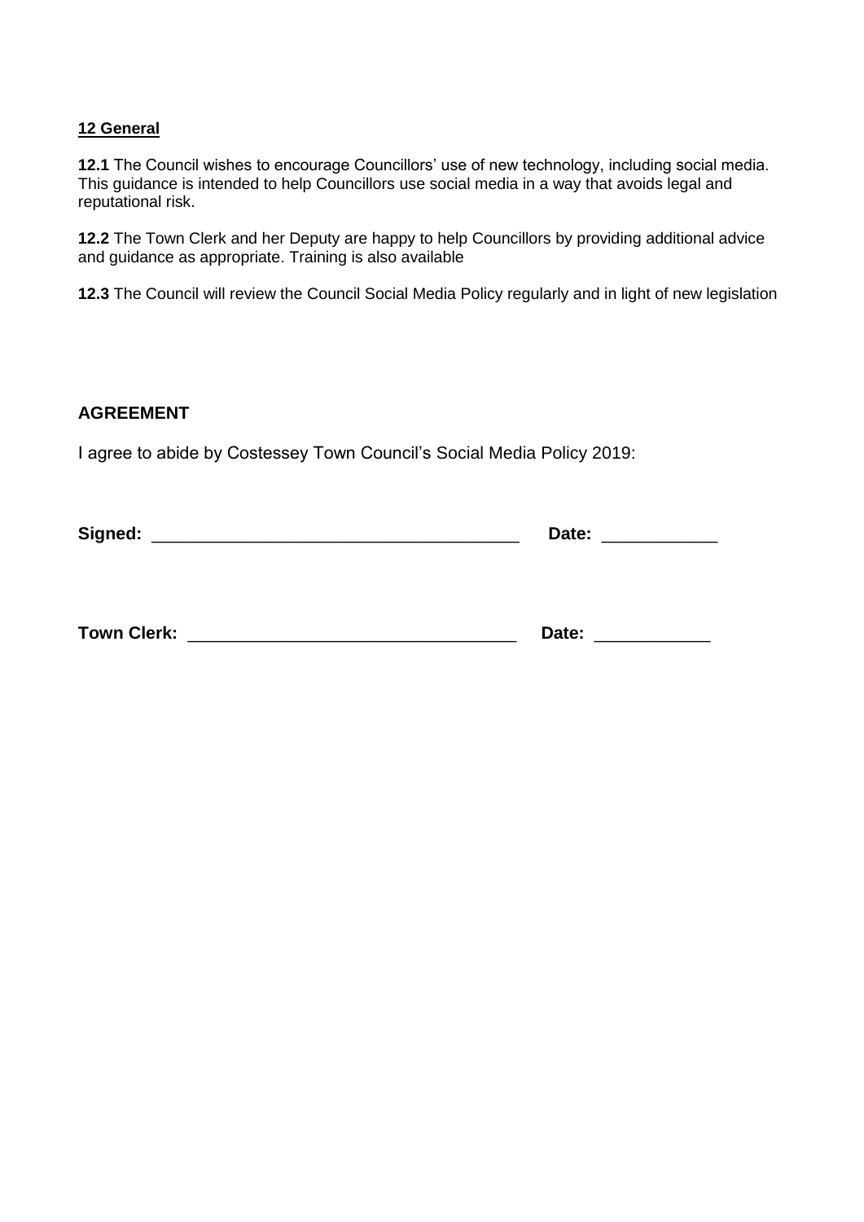**12 General**

**12.1** The Council wishes to encourage Councillors' use of new technology, including social media. This guidance is intended to help Councillors use social media in a way that avoids legal and reputational risk.

**12.2** The Town Clerk and her Deputy are happy to help Councillors by providing additional advice and guidance as appropriate. Training is also available

**12.3** The Council will review the Council Social Media Policy regularly and in light of new legislation

## AGREEMENT

I agree to abide by Costessey Town Council's Social Media Policy 2019:

**Signed:** ______________________________________ **Date:** ____________

**Town Clerk:** _________________________________ **Date:** ____________